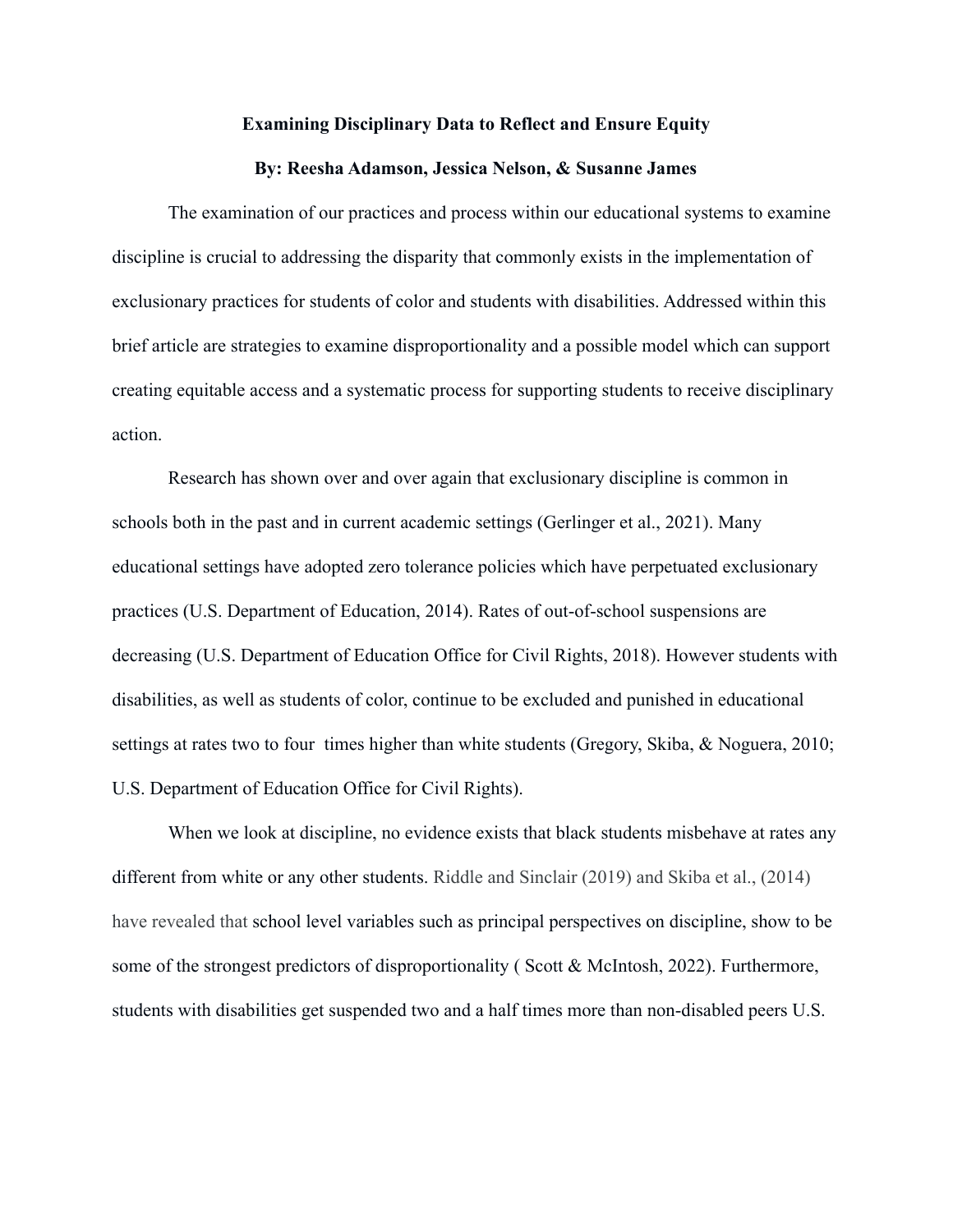# Examining Disciplinary Data to Reflect and Ensure Equity

**By: Reesha Adamson, Jessica Nelson, & Susanne James**

The examination of our practices and process within our educational systems to examine discipline is crucial to addressing the disparity that commonly exists in the implementation of exclusionary practices for students of color and students with disabilities. Addressed within this brief article are strategies to examine disproportionality and a possible model which can support creating equitable access and a systematic process for supporting students to receive disciplinary action.

Research has shown over and over again that exclusionary discipline is common in schools both in the past and in current academic settings (Gerlinger et al., 2021). Many educational settings have adopted zero tolerance policies which have perpetuated exclusionary practices (U.S. Department of Education, 2014). Rates of out-of-school suspensions are decreasing (U.S. Department of Education Office for Civil Rights, 2018). However students with disabilities, as well as students of color, continue to be excluded and punished in educational settings at rates two to four times higher than white students (Gregory, Skiba, & Noguera, 2010; U.S. Department of Education Office for Civil Rights).

When we look at discipline, no evidence exists that black students misbehave at rates any different from white or any other students. Riddle and Sinclair (2019) and Skiba et al., (2014) have revealed that school level variables such as principal perspectives on discipline, show to be some of the strongest predictors of disproportionality ( Scott & McIntosh, 2022). Furthermore, students with disabilities get suspended two and a half times more than non-disabled peers U.S.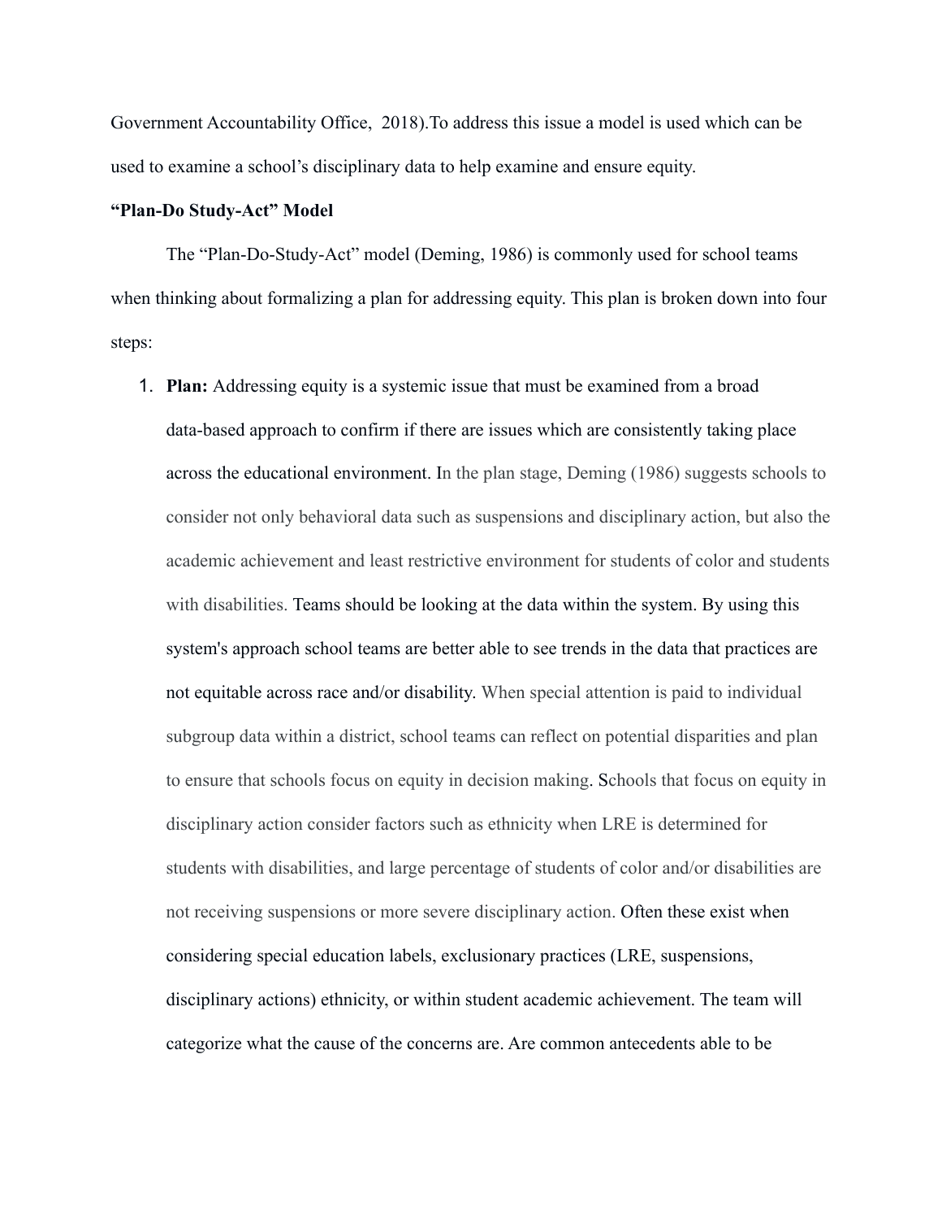Government Accountability Office, 2018).To address this issue a model is used which can be used to examine a school's disciplinary data to help examine and ensure equity.

**"Plan-Do Study-Act" Model**

The "Plan-Do-Study-Act" model (Deming, 1986) is commonly used for school teams when thinking about formalizing a plan for addressing equity. This plan is broken down into four steps:

1. **Plan:** Addressing equity is a systemic issue that must be examined from a broad data-based approach to confirm if there are issues which are consistently taking place across the educational environment. In the plan stage, Deming (1986) suggests schools to consider not only behavioral data such as suspensions and disciplinary action, but also the academic achievement and least restrictive environment for students of color and students with disabilities. Teams should be looking at the data within the system. By using this system's approach school teams are better able to see trends in the data that practices are not equitable across race and/or disability. When special attention is paid to individual subgroup data within a district, school teams can reflect on potential disparities and plan to ensure that schools focus on equity in decision making. Schools that focus on equity in disciplinary action consider factors such as ethnicity when LRE is determined for students with disabilities, and large percentage of students of color and/or disabilities are not receiving suspensions or more severe disciplinary action. Often these exist when considering special education labels, exclusionary practices (LRE, suspensions, disciplinary actions) ethnicity, or within student academic achievement. The team will categorize what the cause of the concerns are. Are common antecedents able to be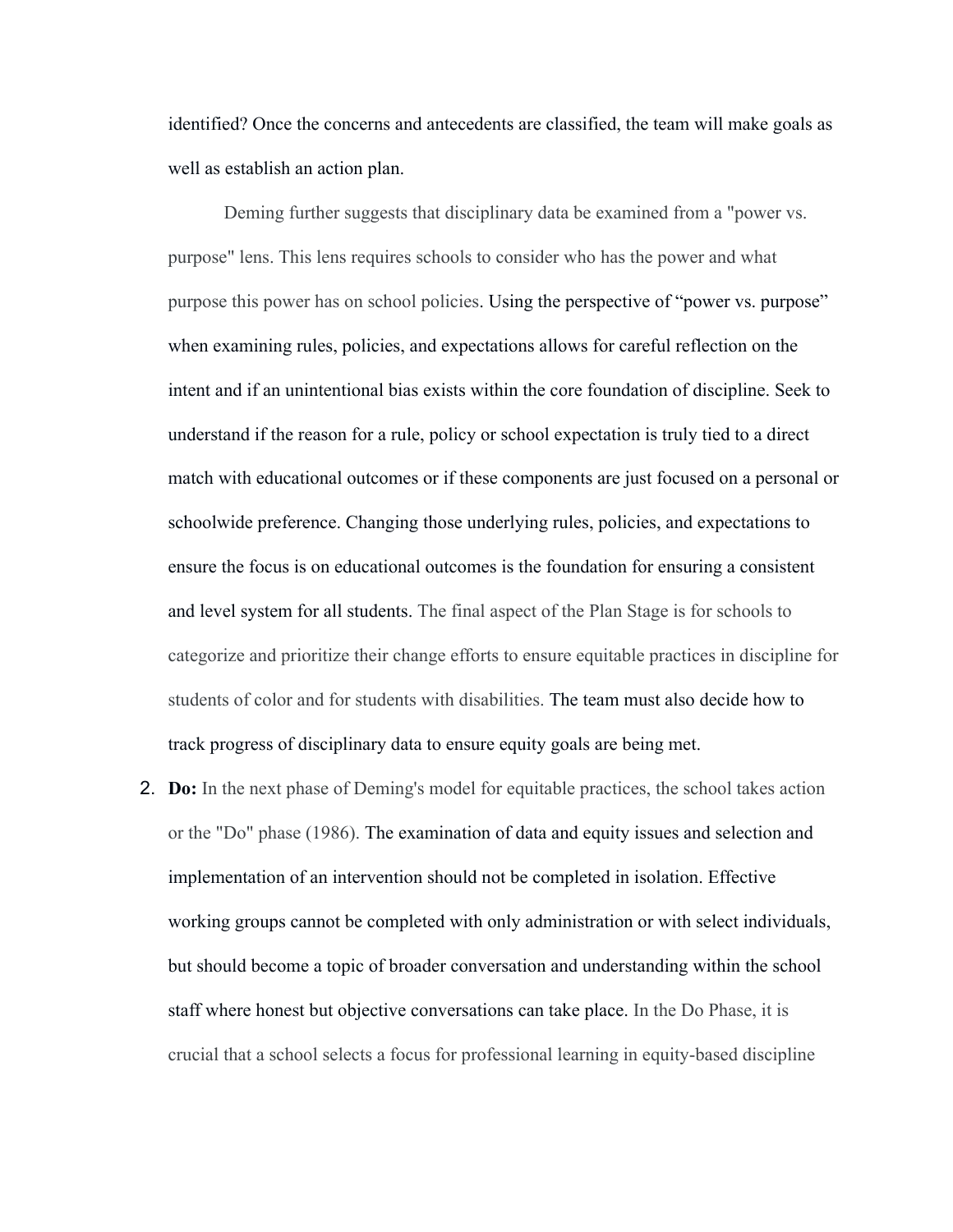identified? Once the concerns and antecedents are classified, the team will make goals as well as establish an action plan.

Deming further suggests that disciplinary data be examined from a "power vs. purpose" lens. This lens requires schools to consider who has the power and what purpose this power has on school policies. Using the perspective of “power vs. purpose” when examining rules, policies, and expectations allows for careful reflection on the intent and if an unintentional bias exists within the core foundation of discipline. Seek to understand if the reason for a rule, policy or school expectation is truly tied to a direct match with educational outcomes or if these components are just focused on a personal or schoolwide preference. Changing those underlying rules, policies, and expectations to ensure the focus is on educational outcomes is the foundation for ensuring a consistent and level system for all students. The final aspect of the Plan Stage is for schools to categorize and prioritize their change efforts to ensure equitable practices in discipline for students of color and for students with disabilities. The team must also decide how to track progress of disciplinary data to ensure equity goals are being met.

2. **Do:** In the next phase of Deming's model for equitable practices, the school takes action or the "Do" phase (1986). The examination of data and equity issues and selection and implementation of an intervention should not be completed in isolation. Effective working groups cannot be completed with only administration or with select individuals, but should become a topic of broader conversation and understanding within the school staff where honest but objective conversations can take place. In the Do Phase, it is crucial that a school selects a focus for professional learning in equity-based discipline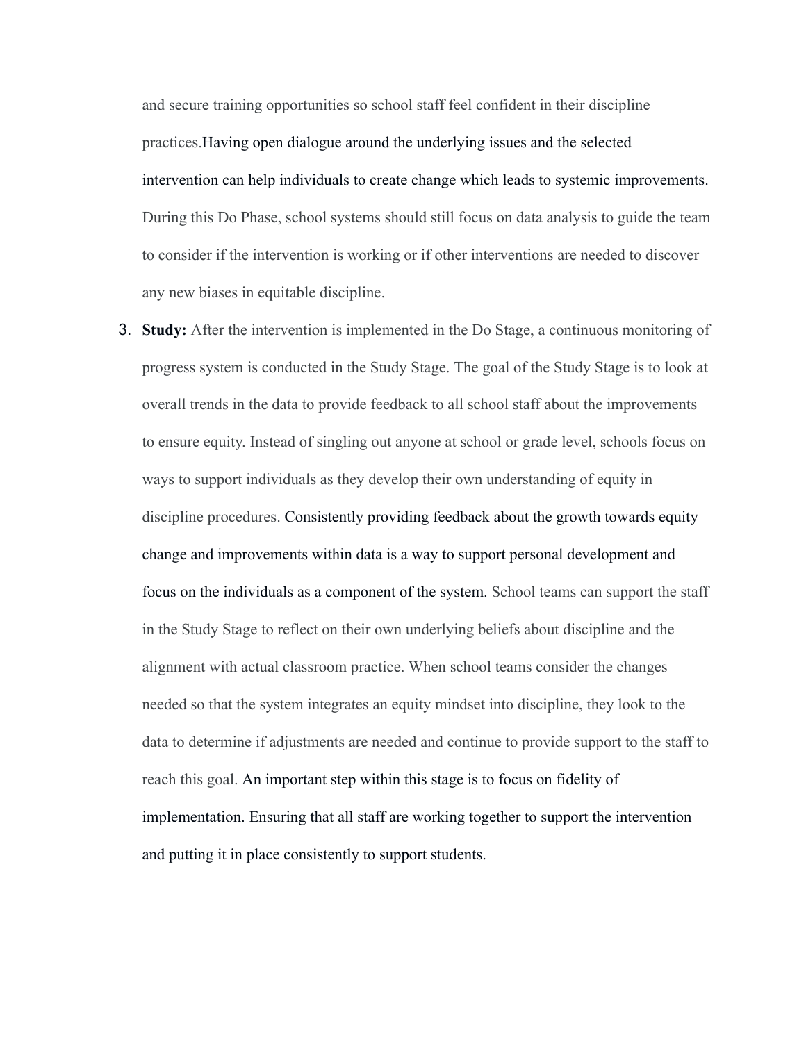and secure training opportunities so school staff feel confident in their discipline practices.Having open dialogue around the underlying issues and the selected intervention can help individuals to create change which leads to systemic improvements. During this Do Phase, school systems should still focus on data analysis to guide the team to consider if the intervention is working or if other interventions are needed to discover any new biases in equitable discipline.

3. **Study:** After the intervention is implemented in the Do Stage, a continuous monitoring of progress system is conducted in the Study Stage. The goal of the Study Stage is to look at overall trends in the data to provide feedback to all school staff about the improvements to ensure equity. Instead of singling out anyone at school or grade level, schools focus on ways to support individuals as they develop their own understanding of equity in discipline procedures. Consistently providing feedback about the growth towards equity change and improvements within data is a way to support personal development and focus on the individuals as a component of the system. School teams can support the staff in the Study Stage to reflect on their own underlying beliefs about discipline and the alignment with actual classroom practice. When school teams consider the changes needed so that the system integrates an equity mindset into discipline, they look to the data to determine if adjustments are needed and continue to provide support to the staff to reach this goal. An important step within this stage is to focus on fidelity of implementation. Ensuring that all staff are working together to support the intervention and putting it in place consistently to support students.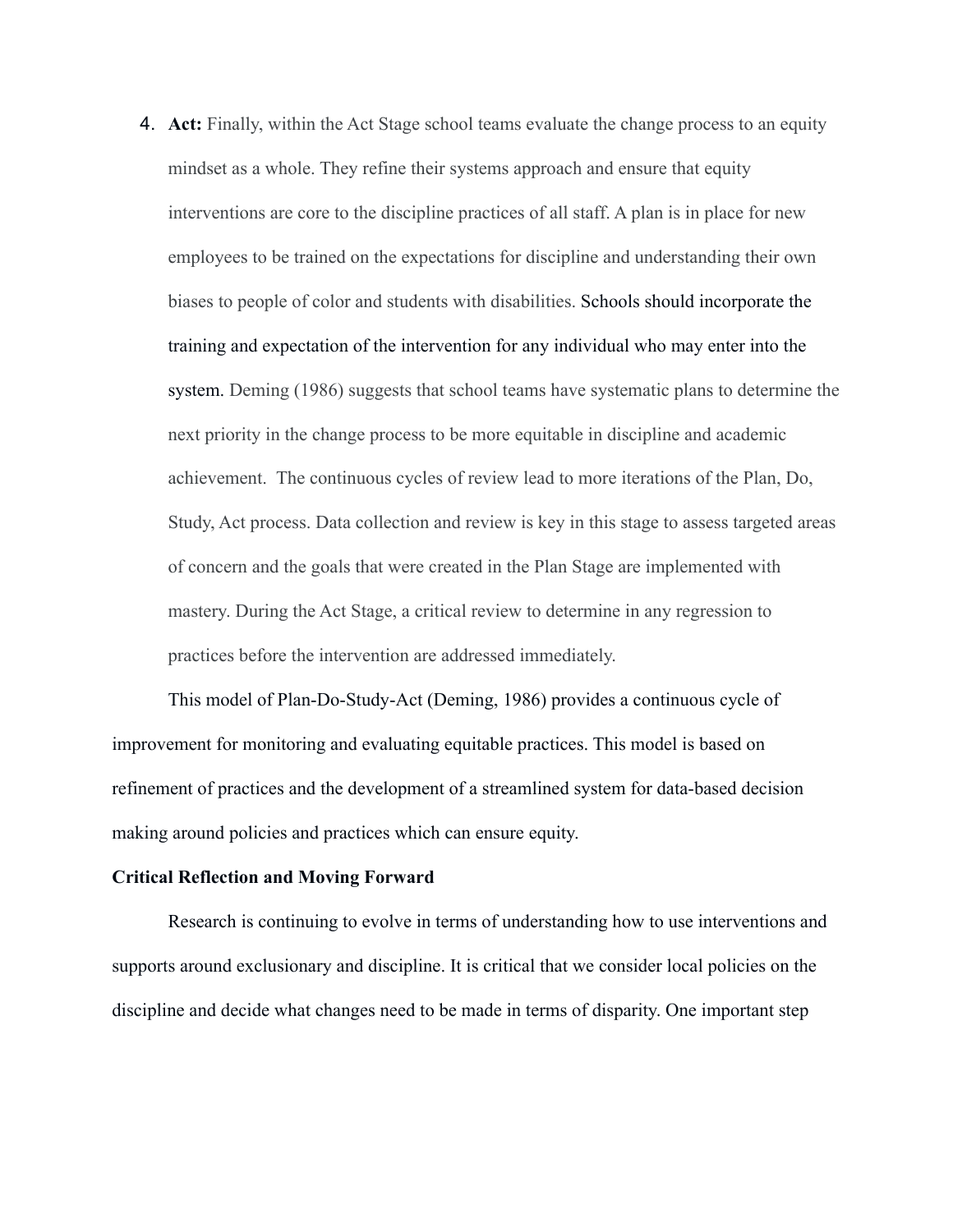4. **Act:** Finally, within the Act Stage school teams evaluate the change process to an equity mindset as a whole. They refine their systems approach and ensure that equity interventions are core to the discipline practices of all staff. A plan is in place for new employees to be trained on the expectations for discipline and understanding their own biases to people of color and students with disabilities. Schools should incorporate the training and expectation of the intervention for any individual who may enter into the system. Deming (1986) suggests that school teams have systematic plans to determine the next priority in the change process to be more equitable in discipline and academic achievement. The continuous cycles of review lead to more iterations of the Plan, Do, Study, Act process. Data collection and review is key in this stage to assess targeted areas of concern and the goals that were created in the Plan Stage are implemented with mastery. During the Act Stage, a critical review to determine in any regression to practices before the intervention are addressed immediately.

This model of Plan-Do-Study-Act (Deming, 1986) provides a continuous cycle of improvement for monitoring and evaluating equitable practices. This model is based on refinement of practices and the development of a streamlined system for data-based decision making around policies and practices which can ensure equity.

**Critical Reflection and Moving Forward**

Research is continuing to evolve in terms of understanding how to use interventions and supports around exclusionary and discipline. It is critical that we consider local policies on the discipline and decide what changes need to be made in terms of disparity. One important step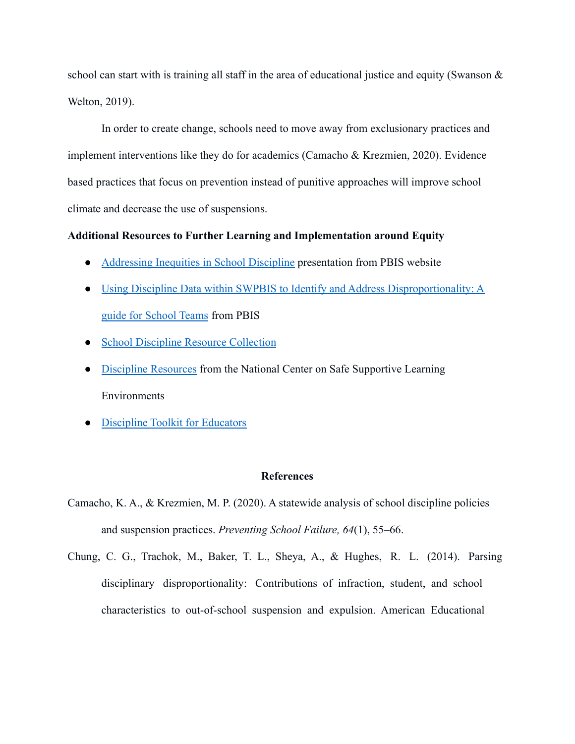school can start with is training all staff in the area of educational justice and equity (Swanson & Welton, 2019).

In order to create change, schools need to move away from exclusionary practices and implement interventions like they do for academics (Camacho & Krezmien, 2020). Evidence based practices that focus on prevention instead of punitive approaches will improve school climate and decrease the use of suspensions.

**Additional Resources to Further Learning and Implementation around Equity**

- Addressing Inequities in School Discipline presentation from PBIS website
- Using Discipline Data within SWPBIS to Identify and Address Disproportionality: A guide for School Teams from PBIS
- School Discipline Resource Collection
- Discipline Resources from the National Center on Safe Supportive Learning Environments
- Discipline Toolkit for Educators

## References

Camacho, K. A., & Krezmien, M. P. (2020). A statewide analysis of school discipline policies and suspension practices. *Preventing School Failure, 64*(1), 55–66.

Chung, C. G., Trachok, M., Baker, T. L., Sheya, A., & Hughes, R. L. (2014). Parsing disciplinary disproportionality: Contributions of infraction, student, and school characteristics to out-of-school suspension and expulsion. American Educational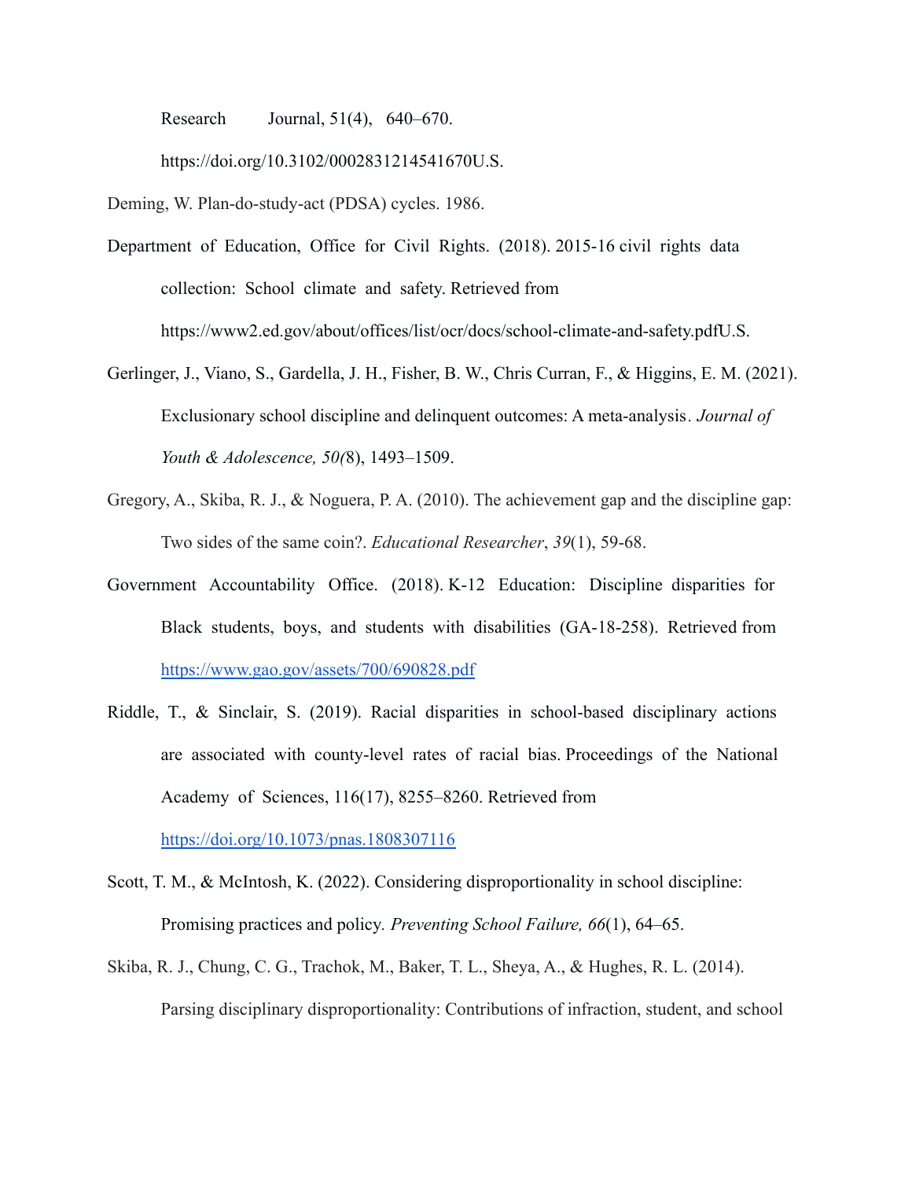Research Journal, 51(4), 640–670. https://doi.org/10.3102/0002831214541670U.S.

Deming, W. Plan-do-study-act (PDSA) cycles. 1986.

Department of Education, Office for Civil Rights. (2018). 2015-16 civil rights data collection: School climate and safety. Retrieved from https://www2.ed.gov/about/offices/list/ocr/docs/school-climate-and-safety.pdfU.S.

Gerlinger, J., Viano, S., Gardella, J. H., Fisher, B. W., Chris Curran, F., & Higgins, E. M. (2021). Exclusionary school discipline and delinquent outcomes: A meta-analysis. *Journal of Youth & Adolescence, 50(*8), 1493–1509.

Gregory, A., Skiba, R. J., & Noguera, P. A. (2010). The achievement gap and the discipline gap: Two sides of the same coin?. *Educational Researcher*, *39*(1), 59-68.

Government Accountability Office. (2018). K-12 Education: Discipline disparities for Black students, boys, and students with disabilities (GA-18-258). Retrieved from [https://www.gao.gov/assets/700/690828.pdf](https://www.gao.gov/assets/700/690828.pdf)

Riddle, T., & Sinclair, S. (2019). Racial disparities in school-based disciplinary actions are associated with county-level rates of racial bias. Proceedings of the National Academy of Sciences, 116(17), 8255–8260. Retrieved from [https://doi.org/10.1073/pnas.1808307116](https://doi.org/10.1073/pnas.1808307116)

Scott, T. M., & McIntosh, K. (2022). Considering disproportionality in school discipline: Promising practices and policy. *Preventing School Failure, 66*(1), 64–65.

Skiba, R. J., Chung, C. G., Trachok, M., Baker, T. L., Sheya, A., & Hughes, R. L. (2014). Parsing disciplinary disproportionality: Contributions of infraction, student, and school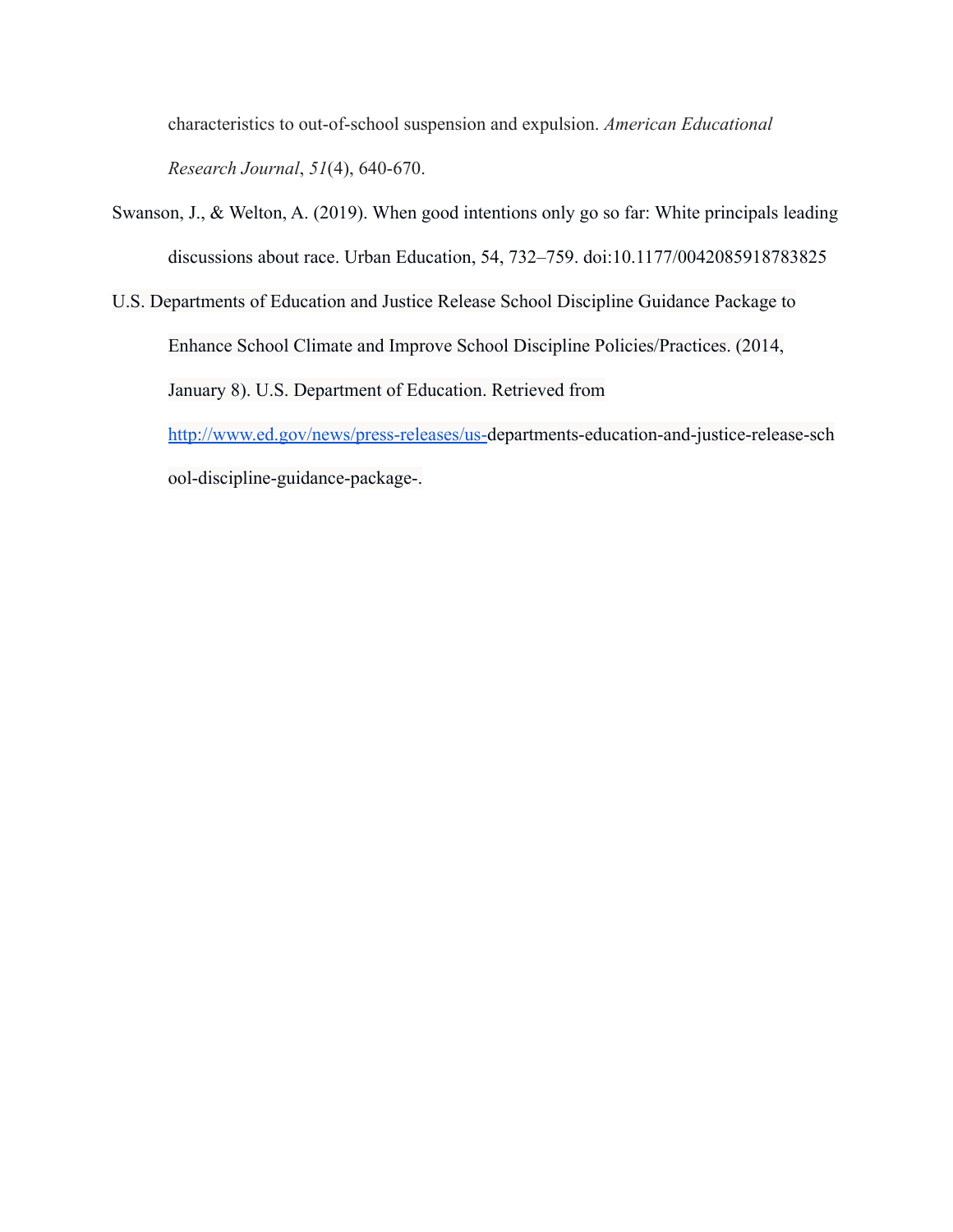characteristics to out-of-school suspension and expulsion. *American Educational Research Journal*, *51*(4), 640-670.

Swanson, J., & Welton, A. (2019). When good intentions only go so far: White principals leading discussions about race. Urban Education, 54, 732–759. doi:10.1177/0042085918783825

U.S. Departments of Education and Justice Release School Discipline Guidance Package to Enhance School Climate and Improve School Discipline Policies/Practices. (2014, January 8). U.S. Department of Education. Retrieved from http://www.ed.gov/news/press-releases/us-departments-education-and-justice-release-school-discipline-guidance-package-.